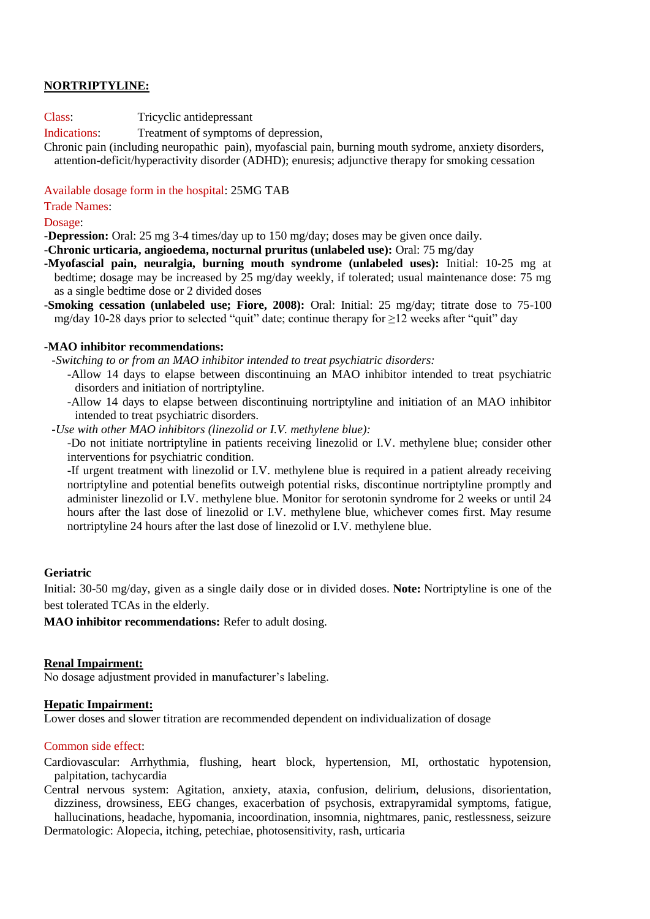## NORTRIPTYLINE:

Class: Tricyclic antidepressant

Indications: Treatment of symptoms of depression,

Chronic pain (including neuropathic pain), myofascial pain, burning mouth sydrome, anxiety disorders, attention-deficit/hyperactivity disorder (ADHD); enuresis; adjunctive therapy for smoking cessation

Available dosage form in the hospital: 25MG TAB

Trade Names:

Dosage:

- **-Depression:** Oral: 25 mg 3-4 times/day up to 150 mg/day; doses may be given once daily.
- **-Chronic urticaria, angioedema, nocturnal pruritus (unlabeled use):** Oral: 75 mg/day
- **-Myofascial pain, neuralgia, burning mouth syndrome (unlabeled uses):** Initial: 10-25 mg at bedtime; dosage may be increased by 25 mg/day weekly, if tolerated; usual maintenance dose: 75 mg as a single bedtime dose or 2 divided doses
- **-Smoking cessation (unlabeled use; Fiore, 2008):** Oral: Initial: 25 mg/day; titrate dose to 75-100 mg/day 10-28 days prior to selected "quit" date; continue therapy for ≥12 weeks after "quit" day

**-MAO inhibitor recommendations:**

*-Switching to or from an MAO inhibitor intended to treat psychiatric disorders:*

-Allow 14 days to elapse between discontinuing an MAO inhibitor intended to treat psychiatric disorders and initiation of nortriptyline.

-Allow 14 days to elapse between discontinuing nortriptyline and initiation of an MAO inhibitor intended to treat psychiatric disorders.

*-Use with other MAO inhibitors (linezolid or I.V. methylene blue):*

-Do not initiate nortriptyline in patients receiving linezolid or I.V. methylene blue; consider other interventions for psychiatric condition.

-If urgent treatment with linezolid or I.V. methylene blue is required in a patient already receiving nortriptyline and potential benefits outweigh potential risks, discontinue nortriptyline promptly and administer linezolid or I.V. methylene blue. Monitor for serotonin syndrome for 2 weeks or until 24 hours after the last dose of linezolid or I.V. methylene blue, whichever comes first. May resume nortriptyline 24 hours after the last dose of linezolid or I.V. methylene blue.

**Geriatric**

Initial: 30-50 mg/day, given as a single daily dose or in divided doses. **Note:** Nortriptyline is one of the best tolerated TCAs in the elderly.

**MAO inhibitor recommendations:** Refer to adult dosing.

**Renal Impairment:**

No dosage adjustment provided in manufacturer's labeling.

**Hepatic Impairment:**

Lower doses and slower titration are recommended dependent on individualization of dosage

Common side effect:

Cardiovascular: Arrhythmia, flushing, heart block, hypertension, MI, orthostatic hypotension, palpitation, tachycardia

Central nervous system: Agitation, anxiety, ataxia, confusion, delirium, delusions, disorientation, dizziness, drowsiness, EEG changes, exacerbation of psychosis, extrapyramidal symptoms, fatigue, hallucinations, headache, hypomania, incoordination, insomnia, nightmares, panic, restlessness, seizure

Dermatologic: Alopecia, itching, petechiae, photosensitivity, rash, urticaria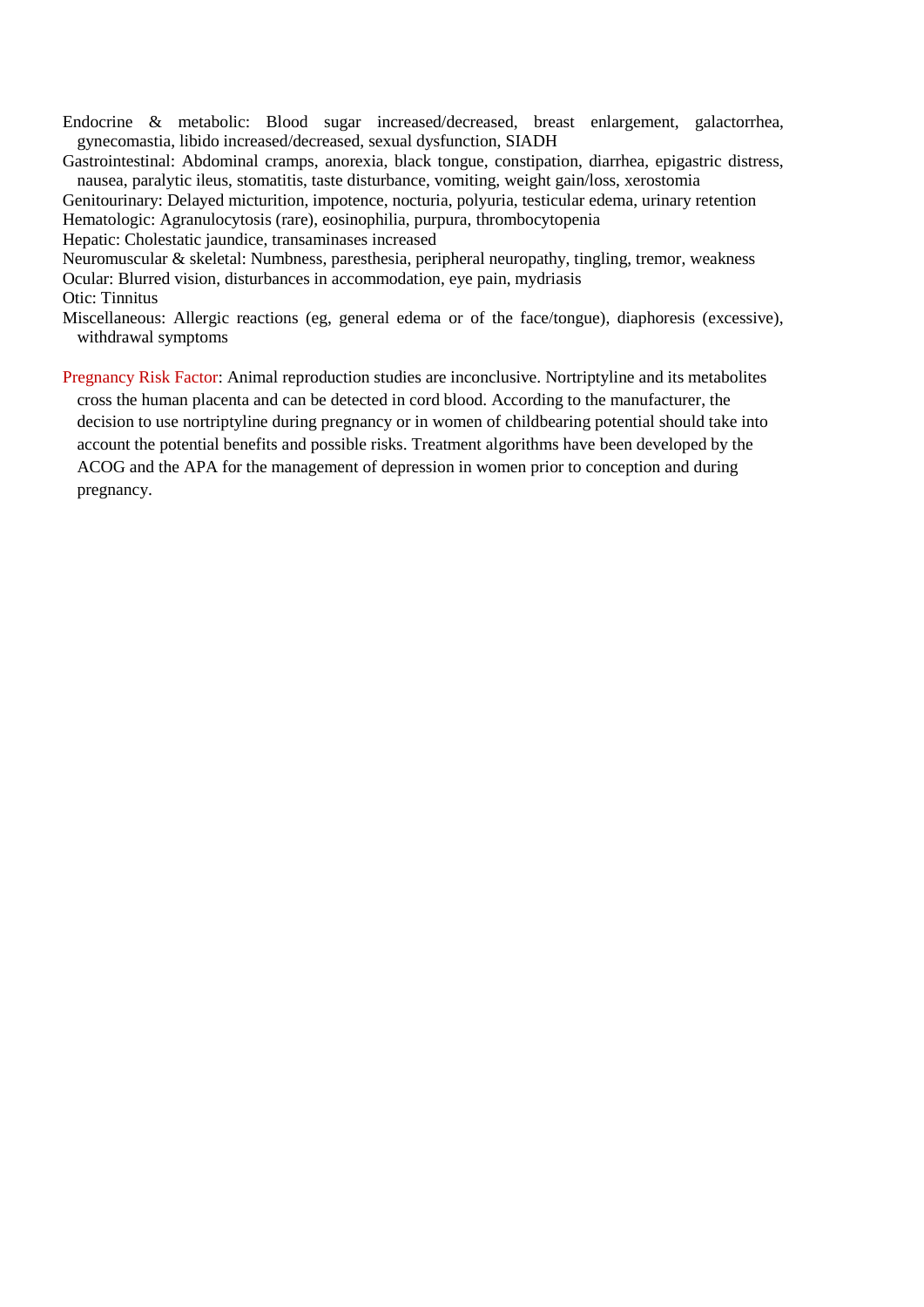Endocrine & metabolic: Blood sugar increased/decreased, breast enlargement, galactorrhea, gynecomastia, libido increased/decreased, sexual dysfunction, SIADH

Gastrointestinal: Abdominal cramps, anorexia, black tongue, constipation, diarrhea, epigastric distress, nausea, paralytic ileus, stomatitis, taste disturbance, vomiting, weight gain/loss, xerostomia

Genitourinary: Delayed micturition, impotence, nocturia, polyuria, testicular edema, urinary retention

Hematologic: Agranulocytosis (rare), eosinophilia, purpura, thrombocytopenia

Hepatic: Cholestatic jaundice, transaminases increased

Neuromuscular & skeletal: Numbness, paresthesia, peripheral neuropathy, tingling, tremor, weakness

Ocular: Blurred vision, disturbances in accommodation, eye pain, mydriasis

Otic: Tinnitus

Miscellaneous: Allergic reactions (eg, general edema or of the face/tongue), diaphoresis (excessive), withdrawal symptoms

Pregnancy Risk Factor: Animal reproduction studies are inconclusive. Nortriptyline and its metabolites cross the human placenta and can be detected in cord blood. According to the manufacturer, the decision to use nortriptyline during pregnancy or in women of childbearing potential should take into account the potential benefits and possible risks. Treatment algorithms have been developed by the ACOG and the APA for the management of depression in women prior to conception and during pregnancy.